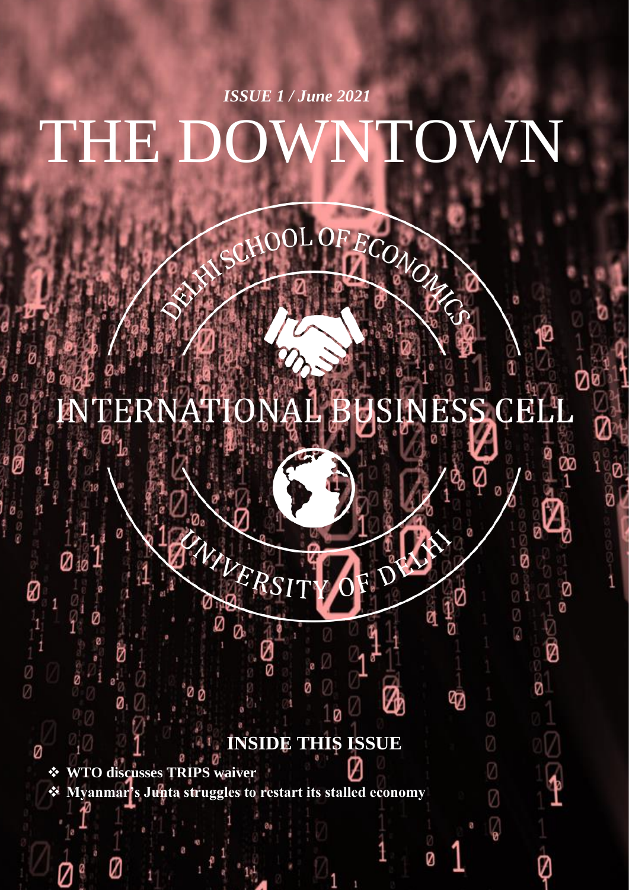*ISSUE 1 / June 2021*

# THE DOWNTOWN

DELHI SCHOOL OF ECONOMICS

INTERNATIONAL BUSINESS CELL

UNIVERSITY OF DELHI

## INSIDE THIS ISSUE

- **WTO discusses TRIPS waiver**
- **Myanmar's Junta struggles to restart its stalled economy**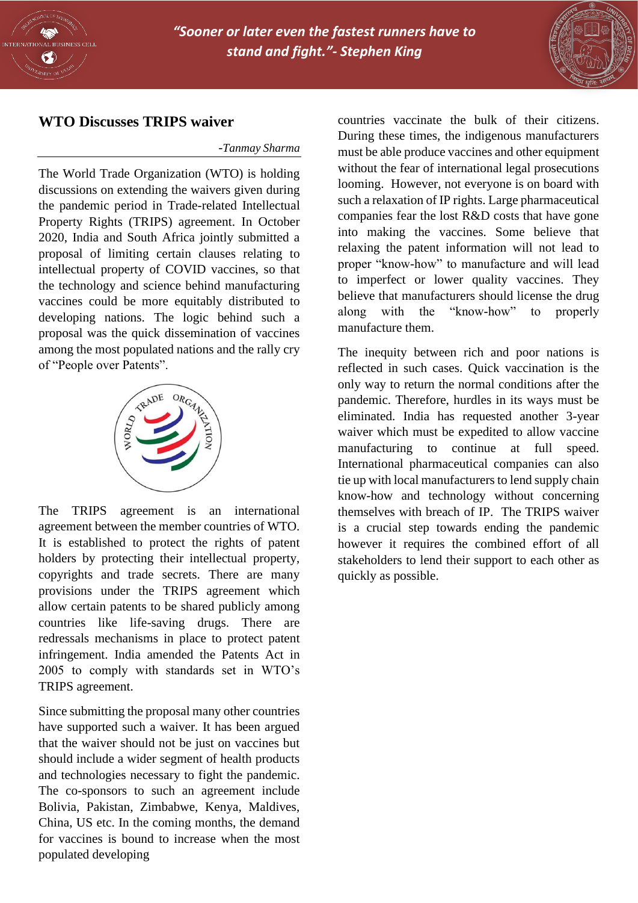## WTO Discusses TRIPS waiver

*-Tanmay Sharma*

The World Trade Organization (WTO) is holding discussions on extending the waivers given during the pandemic period in Trade-related Intellectual Property Rights (TRIPS) agreement. In October 2020, India and South Africa jointly submitted a proposal of limiting certain clauses relating to intellectual property of COVID vaccines, so that the technology and science behind manufacturing vaccines could be more equitably distributed to developing nations. The logic behind such a proposal was the quick dissemination of vaccines among the most populated nations and the rally cry of "People over Patents".

The TRIPS agreement is an international agreement between the member countries of WTO. It is established to protect the rights of patent holders by protecting their intellectual property, copyrights and trade secrets. There are many provisions under the TRIPS agreement which allow certain patents to be shared publicly among countries like life-saving drugs. There are redressals mechanisms in place to protect patent infringement. India amended the Patents Act in 2005 to comply with standards set in WTO's TRIPS agreement.

Since submitting the proposal many other countries have supported such a waiver. It has been argued that the waiver should not be just on vaccines but should include a wider segment of health products and technologies necessary to fight the pandemic. The co-sponsors to such an agreement include Bolivia, Pakistan, Zimbabwe, Kenya, Maldives, China, US etc. In the coming months, the demand for vaccines is bound to increase when the most populated developing countries vaccinate the bulk of their citizens. During these times, the indigenous manufacturers must be able produce vaccines and other equipment without the fear of international legal prosecutions looming. However, not everyone is on board with such a relaxation of IP rights. Large pharmaceutical companies fear the lost R&D costs that have gone into making the vaccines. Some believe that relaxing the patent information will not lead to proper "know-how" to manufacture and will lead to imperfect or lower quality vaccines. They believe that manufacturers should license the drug along with the "know-how" to properly manufacture them.

The inequity between rich and poor nations is reflected in such cases. Quick vaccination is the only way to return the normal conditions after the pandemic. Therefore, hurdles in its ways must be eliminated. India has requested another 3-year waiver which must be expedited to allow vaccine manufacturing to continue at full speed. International pharmaceutical companies can also tie up with local manufacturers to lend supply chain know-how and technology without concerning themselves with breach of IP. The TRIPS waiver is a crucial step towards ending the pandemic however it requires the combined effort of all stakeholders to lend their support to each other as quickly as possible.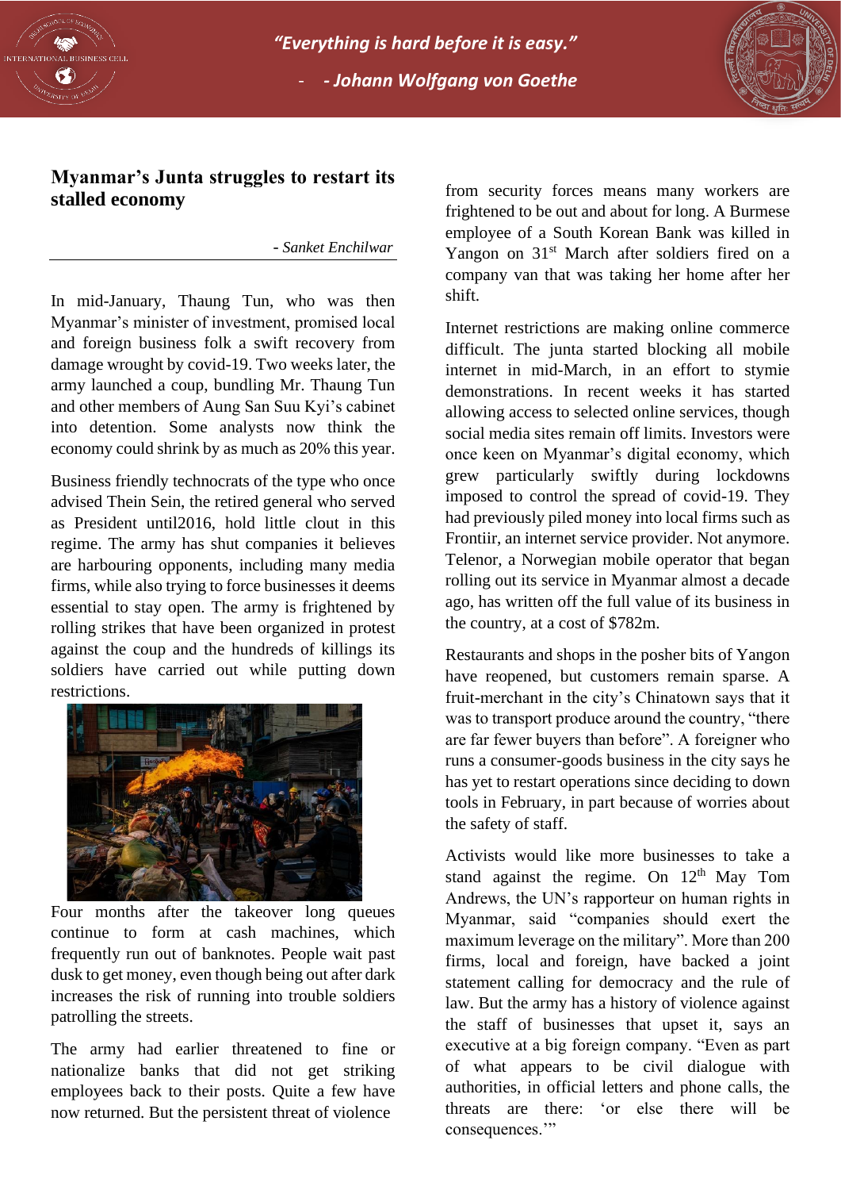## Myanmar's Junta struggles to restart its stalled economy

*- Sanket Enchilwar*

In mid-January, Thaung Tun, who was then Myanmar's minister of investment, promised local and foreign business folk a swift recovery from damage wrought by covid-19. Two weeks later, the army launched a coup, bundling Mr. Thaung Tun and other members of Aung San Suu Kyi's cabinet into detention. Some analysts now think the economy could shrink by as much as 20% this year.

Business friendly technocrats of the type who once advised Thein Sein, the retired general who served as President until2016, hold little clout in this regime. The army has shut companies it believes are harbouring opponents, including many media firms, while also trying to force businesses it deems essential to stay open. The army is frightened by rolling strikes that have been organized in protest against the coup and the hundreds of killings its soldiers have carried out while putting down restrictions.

Four months after the takeover long queues continue to form at cash machines, which frequently run out of banknotes. People wait past dusk to get money, even though being out after dark increases the risk of running into trouble soldiers patrolling the streets.

The army had earlier threatened to fine or nationalize banks that did not get striking employees back to their posts. Quite a few have now returned. But the persistent threat of violence from security forces means many workers are frightened to be out and about for long. A Burmese employee of a South Korean Bank was killed in Yangon on 31st March after soldiers fired on a company van that was taking her home after her shift.

Internet restrictions are making online commerce difficult. The junta started blocking all mobile internet in mid-March, in an effort to stymie demonstrations. In recent weeks it has started allowing access to selected online services, though social media sites remain off limits. Investors were once keen on Myanmar's digital economy, which grew particularly swiftly during lockdowns imposed to control the spread of covid-19. They had previously piled money into local firms such as Frontiir, an internet service provider. Not anymore. Telenor, a Norwegian mobile operator that began rolling out its service in Myanmar almost a decade ago, has written off the full value of its business in the country, at a cost of $782m.

Restaurants and shops in the posher bits of Yangon have reopened, but customers remain sparse. A fruit-merchant in the city's Chinatown says that it was to transport produce around the country, "there are far fewer buyers than before". A foreigner who runs a consumer-goods business in the city says he has yet to restart operations since deciding to down tools in February, in part because of worries about the safety of staff.

Activists would like more businesses to take a stand against the regime. On 12th May Tom Andrews, the UN's rapporteur on human rights in Myanmar, said "companies should exert the maximum leverage on the military". More than 200 firms, local and foreign, have backed a joint statement calling for democracy and the rule of law. But the army has a history of violence against the staff of businesses that upset it, says an executive at a big foreign company. "Even as part of what appears to be civil dialogue with authorities, in official letters and phone calls, the threats are there: 'or else there will be consequences.'"